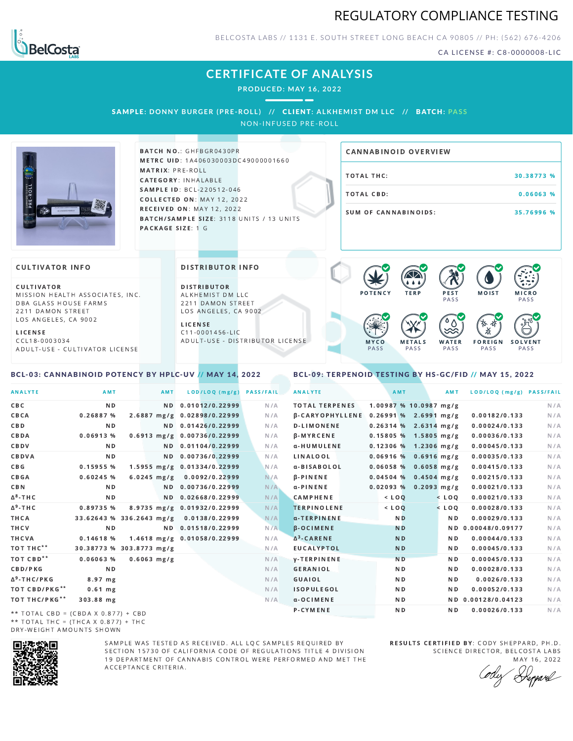# REGULATORY COMPLIANCE TESTING

BELCOSTA LABS // 1131 E. SOUTH STREET LONG BEACH CA 90805 // PH: (562) 676-4206

CA LICENSE #: C8-0000008-LIC

## CERTIFICATE OF ANALYSIS

**PRODUCED: MAY 16, 2022**

**SAMPLE: DONNY BURGER (PRE-ROLL) // CLIENT: ALKHEMIST DM LLC // BATCH: PASS**

NON-INFUSED PRE-ROLL

**BATCH NO.**: GHFBGR0430PR
**METRC UID**: 1A406030003DC49000001660
**MATRIX**: PRE-ROLL
**CATEGORY**: INHALABLE
**SAMPLE ID**: BCL-220512-046
**COLLECTED ON**: MAY 12, 2022
**RECEIVED ON**: MAY 12, 2022
**BATCH/SAMPLE SIZE**: 3118 UNITS / 13 UNITS
**PACKAGE SIZE**: 1 G

### CANNABINOID OVERVIEW

| | |
|---|---|
| TOTAL THC: | 30.38773 % |
| TOTAL CBD: | 0.06063 % |
| SUM OF CANNABINOIDS: | 35.76996 % |

### CULTIVATOR INFO

**CULTIVATOR**
MISSION HEALTH ASSOCIATES, INC.
DBA GLASS HOUSE FARMS
2211 DAMON STREET
LOS ANGELES, CA 9002

**LICENSE**
CCL18-0003034
ADULT-USE - CULTIVATOR LICENSE

### DISTRIBUTOR INFO

**DISTRIBUTOR**
ALKHEMIST DM LLC
2211 DAMON STREET
LOS ANGELES, CA 9002

**LICENSE**
C11-0001456-LIC
ADULT-USE - DISTRIBUTOR LICENSE

POTENCY | TERP | PEST PASS | MOIST | MICRO PASS | MYCO PASS | METALS PASS | WATER PASS | FOREIGN PASS | SOLVENT PASS

### BCL-03: CANNABINOID POTENCY BY HPLC-UV // MAY 14, 2022

| ANALYTE | AMT | AMT | LOD/LOQ (mg/g) | PASS/FAIL |
|---|---|---|---|---|
| CBC | ND | ND | 0.01012/0.22999 | N/A |
| CBCA | 0.26887 % | 2.6887 mg/g | 0.02898/0.22999 | N/A |
| CBD | ND | ND | 0.01426/0.22999 | N/A |
| CBDA | 0.06913 % | 0.6913 mg/g | 0.00736/0.22999 | N/A |
| CBDV | ND | ND | 0.01104/0.22999 | N/A |
| CBDVA | ND | ND | 0.00736/0.22999 | N/A |
| CBG | 0.15955 % | 1.5955 mg/g | 0.01334/0.22999 | N/A |
| CBGA | 0.60245 % | 6.0245 mg/g | 0.0092/0.22999 | N/A |
| CBN | ND | ND | 0.00736/0.22999 | N/A |
| Δ8-THC | ND | ND | 0.02668/0.22999 | N/A |
| Δ9-THC | 0.89735 % | 8.9735 mg/g | 0.01932/0.22999 | N/A |
| THCA | 33.62643 % | 336.2643 mg/g | 0.0138/0.22999 | N/A |
| THCV | ND | ND | 0.01518/0.22999 | N/A |
| THCVA | 0.14618 % | 1.4618 mg/g | 0.01058/0.22999 | N/A |
| TOT THC** | 30.38773 % | 303.8773 mg/g | | N/A |
| TOT CBD** | 0.06063 % | 0.6063 mg/g | | N/A |
| CBD/PKG | ND | | | N/A |
| Δ9-THC/PKG | 8.97 mg | | | N/A |
| TOT CBD/PKG** | 0.61 mg | | | N/A |
| TOT THC/PKG** | 303.88 mg | | | N/A |

** TOTAL CBD = (CBDA X 0.877) + CBD
** TOTAL THC = (THCA X 0.877) + THC
DRY-WEIGHT AMOUNTS SHOWN

### BCL-09: TERPENOID TESTING BY HS-GC/FID // MAY 15, 2022

| ANALYTE | AMT | AMT | LOD/LOQ (mg/g) | PASS/FAIL |
|---|---|---|---|---|
| TOTAL TERPENES | 1.00987 % | 10.0987 mg/g | | N/A |
| β-CARYOPHYLLENE | 0.26991 % | 2.6991 mg/g | 0.00182/0.133 | N/A |
| D-LIMONENE | 0.26314 % | 2.6314 mg/g | 0.00024/0.133 | N/A |
| β-MYRCENE | 0.15805 % | 1.5805 mg/g | 0.00036/0.133 | N/A |
| α-HUMULENE | 0.12306 % | 1.2306 mg/g | 0.00045/0.133 | N/A |
| LINALOOL | 0.06916 % | 0.6916 mg/g | 0.00035/0.133 | N/A |
| α-BISABOLOL | 0.06058 % | 0.6058 mg/g | 0.00415/0.133 | N/A |
| β-PINENE | 0.04504 % | 0.4504 mg/g | 0.00215/0.133 | N/A |
| α-PINENE | 0.02093 % | 0.2093 mg/g | 0.00021/0.133 | N/A |
| CAMPHENE | < LOQ | < LOQ | 0.00021/0.133 | N/A |
| TERPINOLENE | < LOQ | < LOQ | 0.00028/0.133 | N/A |
| α-TERPINENE | ND | ND | 0.00029/0.133 | N/A |
| β-OCIMENE | ND | ND | 0.00048/0.09177 | N/A |
| Δ3-CARENE | ND | ND | 0.00044/0.133 | N/A |
| EUCALYPTOL | ND | ND | 0.00045/0.133 | N/A |
| γ-TERPINENE | ND | ND | 0.00045/0.133 | N/A |
| GERANIOL | ND | ND | 0.00028/0.133 | N/A |
| GUAIOL | ND | ND | 0.0026/0.133 | N/A |
| ISOPULEGOL | ND | ND | 0.00052/0.133 | N/A |
| α-OCIMENE | ND | ND | 0.00128/0.04123 | N/A |
| P-CYMENE | ND | ND | 0.00026/0.133 | N/A |

SAMPLE WAS TESTED AS RECEIVED. ALL LQC SAMPLES REQUIRED BY SECTION 15730 OF CALIFORNIA CODE OF REGULATIONS TITLE 4 DIVISION 19 DEPARTMENT OF CANNABIS CONTROL WERE PERFORMED AND MET THE ACCEPTANCE CRITERIA.

**RESULTS CERTIFIED BY**: CODY SHEPPARD, PH.D.
SCIENCE DIRECTOR, BELCOSTA LABS
MAY 16, 2022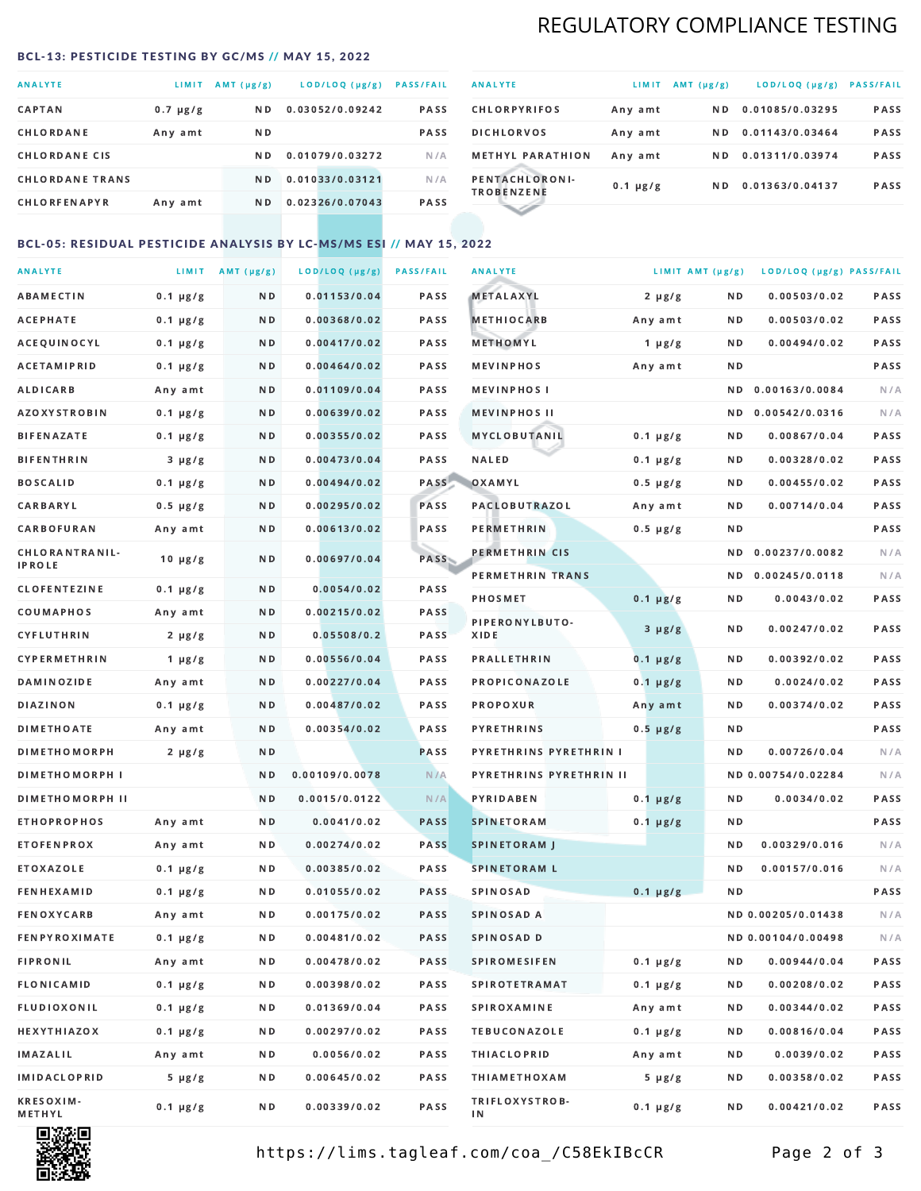# REGULATORY COMPLIANCE TESTING

## BCL-13: PESTICIDE TESTING BY GC/MS // MAY 15, 2022

| ANALYTE | LIMIT | AMT (µg/g) | LOD/LOQ (µg/g) | PASS/FAIL |
|---|---|---|---|---|
| CAPTAN | 0.7 µg/g | ND | 0.03052/0.09242 | PASS |
| CHLORDANE | Any amt | ND | | PASS |
| CHLORDANE CIS | | ND | 0.01079/0.03272 | N/A |
| CHLORDANE TRANS | | ND | 0.01033/0.03121 | N/A |
| CHLORFENAPYR | Any amt | ND | 0.02326/0.07043 | PASS |
| CHLORPYRIFOS | Any amt | ND | 0.01085/0.03295 | PASS |
| DICHLORVOS | Any amt | ND | 0.01143/0.03464 | PASS |
| METHYL PARATHION | Any amt | ND | 0.01311/0.03974 | PASS |
| PENTACHLORONITROBENZENE | 0.1 µg/g | ND | 0.01363/0.04137 | PASS |

## BCL-05: RESIDUAL PESTICIDE ANALYSIS BY LC-MS/MS ESI // MAY 15, 2022

| ANALYTE | LIMIT | AMT (µg/g) | LOD/LOQ (µg/g) | PASS/FAIL |
|---|---|---|---|---|
| ABAMECTIN | 0.1 µg/g | ND | 0.01153/0.04 | PASS |
| ACEPHATE | 0.1 µg/g | ND | 0.00368/0.02 | PASS |
| ACEQUINOCYL | 0.1 µg/g | ND | 0.00417/0.02 | PASS |
| ACETAMIPRID | 0.1 µg/g | ND | 0.00464/0.02 | PASS |
| ALDICARB | Any amt | ND | 0.01109/0.04 | PASS |
| AZOXYSTROBIN | 0.1 µg/g | ND | 0.00639/0.02 | PASS |
| BIFENAZATE | 0.1 µg/g | ND | 0.00355/0.02 | PASS |
| BIFENTHRIN | 3 µg/g | ND | 0.00473/0.04 | PASS |
| BOSCALID | 0.1 µg/g | ND | 0.00494/0.02 | PASS |
| CARBARYL | 0.5 µg/g | ND | 0.00295/0.02 | PASS |
| CARBOFURAN | Any amt | ND | 0.00613/0.02 | PASS |
| CHLORANTRANILIPROLE | 10 µg/g | ND | 0.00697/0.04 | PASS |
| CLOFENTEZINE | 0.1 µg/g | ND | 0.0054/0.02 | PASS |
| COUMAPHOS | Any amt | ND | 0.00215/0.02 | PASS |
| CYFLUTHRIN | 2 µg/g | ND | 0.05508/0.2 | PASS |
| CYPERMETHRIN | 1 µg/g | ND | 0.00556/0.04 | PASS |
| DAMINOZIDE | Any amt | ND | 0.00227/0.04 | PASS |
| DIAZINON | 0.1 µg/g | ND | 0.00487/0.02 | PASS |
| DIMETHOATE | Any amt | ND | 0.00354/0.02 | PASS |
| DIMETHOMORPH | 2 µg/g | ND | | PASS |
| DIMETHOMORPH I | | ND | 0.00109/0.0078 | N/A |
| DIMETHOMORPH II | | ND | 0.0015/0.0122 | N/A |
| ETHOPROPHOS | Any amt | ND | 0.0041/0.02 | PASS |
| ETOFENPROX | Any amt | ND | 0.00274/0.02 | PASS |
| ETOXAZOLE | 0.1 µg/g | ND | 0.00385/0.02 | PASS |
| FENHEXAMID | 0.1 µg/g | ND | 0.01055/0.02 | PASS |
| FENOXYCARB | Any amt | ND | 0.00175/0.02 | PASS |
| FENPYROXIMATE | 0.1 µg/g | ND | 0.00481/0.02 | PASS |
| FIPRONIL | Any amt | ND | 0.00478/0.02 | PASS |
| FLONICAMID | 0.1 µg/g | ND | 0.00398/0.02 | PASS |
| FLUDIOXONIL | 0.1 µg/g | ND | 0.01369/0.04 | PASS |
| HEXYTHIAZOX | 0.1 µg/g | ND | 0.00297/0.02 | PASS |
| IMAZALIL | Any amt | ND | 0.0056/0.02 | PASS |
| IMIDACLOPRID | 5 µg/g | ND | 0.00645/0.02 | PASS |
| KRESOXIM-METHYL | 0.1 µg/g | ND | 0.00339/0.02 | PASS |
| METALAXYL | 2 µg/g | ND | 0.00503/0.02 | PASS |
| METHIOCARB | Any amt | ND | 0.00503/0.02 | PASS |
| METHOMYL | 1 µg/g | ND | 0.00494/0.02 | PASS |
| MEVINPHOS | Any amt | ND | | PASS |
| MEVINPHOS I | | ND | 0.00163/0.0084 | N/A |
| MEVINPHOS II | | ND | 0.00542/0.0316 | N/A |
| MYCLOBUTANIL | 0.1 µg/g | ND | 0.00867/0.04 | PASS |
| NALED | 0.1 µg/g | ND | 0.00328/0.02 | PASS |
| OXAMYL | 0.5 µg/g | ND | 0.00455/0.02 | PASS |
| PACLOBUTRAZOL | Any amt | ND | 0.00714/0.04 | PASS |
| PERMETHRIN | 0.5 µg/g | ND | | PASS |
| PERMETHRIN CIS | | ND | 0.00237/0.0082 | N/A |
| PERMETHRIN TRANS | | ND | 0.00245/0.0118 | N/A |
| PHOSMET | 0.1 µg/g | ND | 0.0043/0.02 | PASS |
| PIPERONYLBUTOXIDE | 3 µg/g | ND | 0.00247/0.02 | PASS |
| PRALLETHRIN | 0.1 µg/g | ND | 0.00392/0.02 | PASS |
| PROPICONAZOLE | 0.1 µg/g | ND | 0.0024/0.02 | PASS |
| PROPOXUR | Any amt | ND | 0.00374/0.02 | PASS |
| PYRETHRINS | 0.5 µg/g | ND | | PASS |
| PYRETHRINS PYRETHRIN I | | ND | 0.00726/0.04 | N/A |
| PYRETHRINS PYRETHRIN II | | ND | 0.00754/0.02284 | N/A |
| PYRIDABEN | 0.1 µg/g | ND | 0.0034/0.02 | PASS |
| SPINETORAM | 0.1 µg/g | ND | | PASS |
| SPINETORAM J | | ND | 0.00329/0.016 | N/A |
| SPINETORAM L | | ND | 0.00157/0.016 | N/A |
| SPINOSAD | 0.1 µg/g | ND | | PASS |
| SPINOSAD A | | ND | 0.00205/0.01438 | N/A |
| SPINOSAD D | | ND | 0.00104/0.00498 | N/A |
| SPIROMESIFEN | 0.1 µg/g | ND | 0.00944/0.04 | PASS |
| SPIROTETRAMAT | 0.1 µg/g | ND | 0.00208/0.02 | PASS |
| SPIROXAMINE | Any amt | ND | 0.00344/0.02 | PASS |
| TEBUCONAZOLE | 0.1 µg/g | ND | 0.00816/0.04 | PASS |
| THIACLOPRID | Any amt | ND | 0.0039/0.02 | PASS |
| THIAMETHOXAM | 5 µg/g | ND | 0.00358/0.02 | PASS |
| TRIFLOXYSTROBIN | 0.1 µg/g | ND | 0.00421/0.02 | PASS |

https://lims.tagleaf.com/coa_/C58EkIBcCR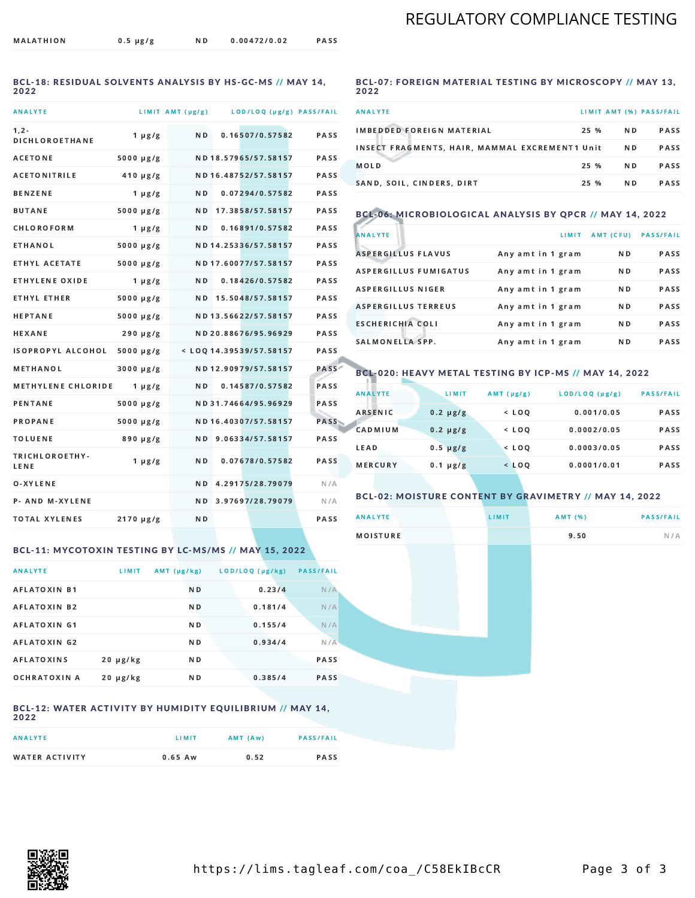# REGULATORY COMPLIANCE TESTING

| | | | | |
|---|---|---|---|---|
| MALATHION | 0.5 µg/g | ND | 0.00472/0.02 | PASS |

## BCL-18: RESIDUAL SOLVENTS ANALYSIS BY HS-GC-MS // MAY 14, 2022

| ANALYTE | LIMIT | AMT (µg/g) | LOD/LOQ (µg/g) | PASS/FAIL |
|---|---|---|---|---|
| 1,2-DICHLOROETHANE | 1 µg/g | ND | 0.16507/0.57582 | PASS |
| ACETONE | 5000 µg/g | ND | 18.57965/57.58157 | PASS |
| ACETONITRILE | 410 µg/g | ND | 16.48752/57.58157 | PASS |
| BENZENE | 1 µg/g | ND | 0.07294/0.57582 | PASS |
| BUTANE | 5000 µg/g | ND | 17.3858/57.58157 | PASS |
| CHLOROFORM | 1 µg/g | ND | 0.16891/0.57582 | PASS |
| ETHANOL | 5000 µg/g | ND | 14.25336/57.58157 | PASS |
| ETHYL ACETATE | 5000 µg/g | ND | 17.60077/57.58157 | PASS |
| ETHYLENE OXIDE | 1 µg/g | ND | 0.18426/0.57582 | PASS |
| ETHYL ETHER | 5000 µg/g | ND | 15.5048/57.58157 | PASS |
| HEPTANE | 5000 µg/g | ND | 13.56622/57.58157 | PASS |
| HEXANE | 290 µg/g | ND | 20.88676/95.96929 | PASS |
| ISOPROPYL ALCOHOL | 5000 µg/g | < LOQ | 14.39539/57.58157 | PASS |
| METHANOL | 3000 µg/g | ND | 12.90979/57.58157 | PASS |
| METHYLENE CHLORIDE | 1 µg/g | ND | 0.14587/0.57582 | PASS |
| PENTANE | 5000 µg/g | ND | 31.74664/95.96929 | PASS |
| PROPANE | 5000 µg/g | ND | 16.40307/57.58157 | PASS |
| TOLUENE | 890 µg/g | ND | 9.06334/57.58157 | PASS |
| TRICHLOROETHYLENE | 1 µg/g | ND | 0.07678/0.57582 | PASS |
| O-XYLENE | | ND | 4.29175/28.79079 | N/A |
| P- AND M-XYLENE | | ND | 3.97697/28.79079 | N/A |
| TOTAL XYLENES | 2170 µg/g | ND | | PASS |

## BCL-11: MYCOTOXIN TESTING BY LC-MS/MS // MAY 15, 2022

| ANALYTE | LIMIT | AMT (µg/kg) | LOD/LOQ (µg/kg) | PASS/FAIL |
|---|---|---|---|---|
| AFLATOXIN B1 | | ND | 0.23/4 | N/A |
| AFLATOXIN B2 | | ND | 0.181/4 | N/A |
| AFLATOXIN G1 | | ND | 0.155/4 | N/A |
| AFLATOXIN G2 | | ND | 0.934/4 | N/A |
| AFLATOXINS | 20 µg/kg | ND | | PASS |
| OCHRATOXIN A | 20 µg/kg | ND | 0.385/4 | PASS |

## BCL-12: WATER ACTIVITY BY HUMIDITY EQUILIBRIUM // MAY 14, 2022

| ANALYTE | LIMIT | AMT (Aw) | PASS/FAIL |
|---|---|---|---|
| WATER ACTIVITY | 0.65 Aw | 0.52 | PASS |

## BCL-07: FOREIGN MATERIAL TESTING BY MICROSCOPY // MAY 13, 2022

| ANALYTE | LIMIT | AMT (%) | PASS/FAIL |
|---|---|---|---|
| IMBEDDED FOREIGN MATERIAL | 25 % | ND | PASS |
| INSECT FRAGMENTS, HAIR, MAMMAL EXCREMENT | 1 Unit | ND | PASS |
| MOLD | 25 % | ND | PASS |
| SAND, SOIL, CINDERS, DIRT | 25 % | ND | PASS |

## BCL-06: MICROBIOLOGICAL ANALYSIS BY QPCR // MAY 14, 2022

| ANALYTE | LIMIT | AMT (CFU) | PASS/FAIL |
|---|---|---|---|
| ASPERGILLUS FLAVUS | Any amt in 1 gram | ND | PASS |
| ASPERGILLUS FUMIGATUS | Any amt in 1 gram | ND | PASS |
| ASPERGILLUS NIGER | Any amt in 1 gram | ND | PASS |
| ASPERGILLUS TERREUS | Any amt in 1 gram | ND | PASS |
| ESCHERICHIA COLI | Any amt in 1 gram | ND | PASS |
| SALMONELLA SPP. | Any amt in 1 gram | ND | PASS |

## BCL-020: HEAVY METAL TESTING BY ICP-MS // MAY 14, 2022

| ANALYTE | LIMIT | AMT (µg/g) | LOD/LOQ (µg/g) | PASS/FAIL |
|---|---|---|---|---|
| ARSENIC | 0.2 µg/g | < LOQ | 0.001/0.05 | PASS |
| CADMIUM | 0.2 µg/g | < LOQ | 0.0002/0.05 | PASS |
| LEAD | 0.5 µg/g | < LOQ | 0.0003/0.05 | PASS |
| MERCURY | 0.1 µg/g | < LOQ | 0.0001/0.01 | PASS |

## BCL-02: MOISTURE CONTENT BY GRAVIMETRY // MAY 14, 2022

| ANALYTE | LIMIT | AMT (%) | PASS/FAIL |
|---|---|---|---|
| MOISTURE | | 9.50 | N/A |

https://lims.tagleaf.com/coa_/C58EkIBcCR